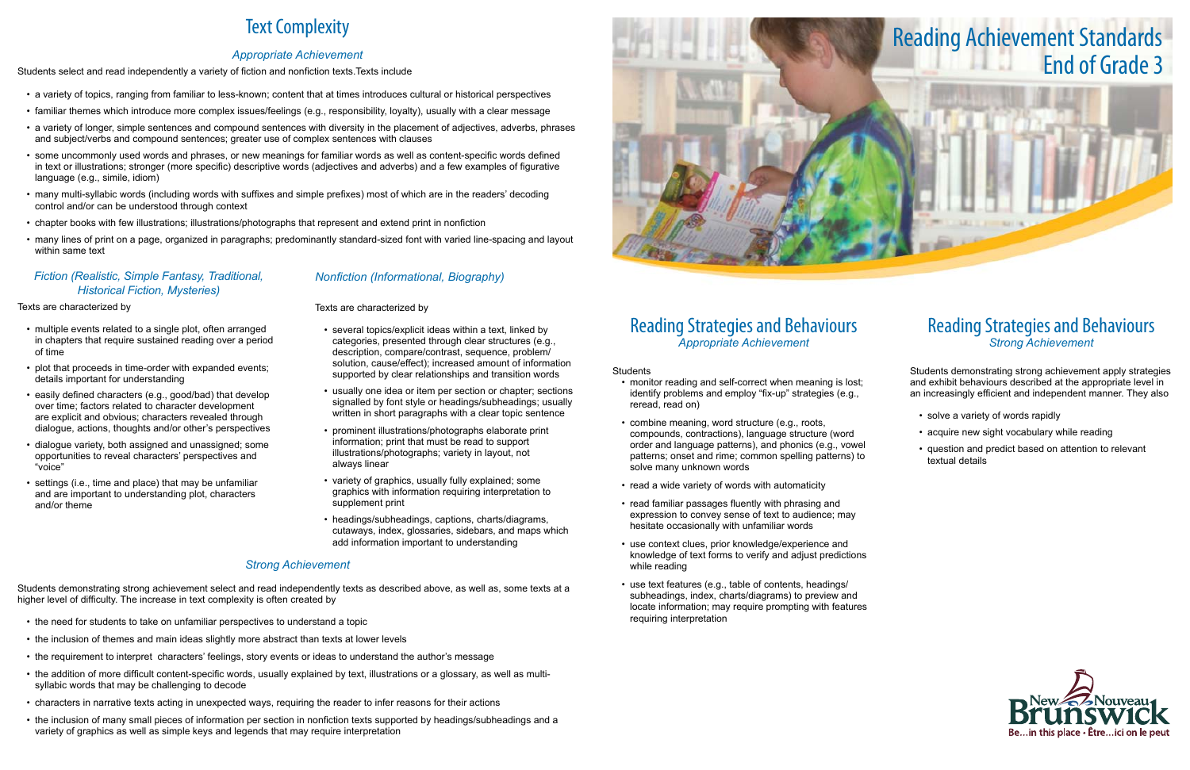# Reading Achievement Standards End of Grade 3

## Text Complexity

### *Appropriate Achievement*

Students select and read independently a variety of fiction and nonfiction texts.Texts include

- a variety of topics, ranging from familiar to less-known; content that at times introduces cultural or historical perspectives
- familiar themes which introduce more complex issues/feelings (e.g., responsibility, loyalty), usually with a clear message
- a variety of longer, simple sentences and compound sentences with diversity in the placement of adjectives, adverbs, phrases and subject/verbs and compound sentences; greater use of complex sentences with clauses
- some uncommonly used words and phrases, or new meanings for familiar words as well as content-specific words defined in text or illustrations; stronger (more specific) descriptive words (adjectives and adverbs) and a few examples of figurative language (e.g., simile, idiom)
- many multi-syllabic words (including words with suffixes and simple prefixes) most of which are in the readers' decoding control and/or can be understood through context
- chapter books with few illustrations; illustrations/photographs that represent and extend print in nonfiction
- many lines of print on a page, organized in paragraphs; predominantly standard-sized font with varied line-spacing and layout within same text

#### *Fiction (Realistic, Simple Fantasy, Traditional, Historical Fiction, Mysteries)*

Texts are characterized by

- multiple events related to a single plot, often arranged in chapters that require sustained reading over a period of time
- plot that proceeds in time-order with expanded events; details important for understanding
- easily defined characters (e.g., good/bad) that develop over time; factors related to character development are explicit and obvious; characters revealed through dialogue, actions, thoughts and/or other's perspectives
- dialogue variety, both assigned and unassigned; some opportunities to reveal characters' perspectives and "voice"
- settings (i.e., time and place) that may be unfamiliar and are important to understanding plot, characters and/or theme

#### *Nonfiction (Informational, Biography)*

Texts are characterized by

- several topics/explicit ideas within a text, linked by categories, presented through clear structures (e.g., description, compare/contrast, sequence, problem/solution, cause/effect); increased amount of information supported by clear relationships and transition words
- usually one idea or item per section or chapter; sections signalled by font style or headings/subheadings; usually written in short paragraphs with a clear topic sentence
- prominent illustrations/photographs elaborate print information; print that must be read to support illustrations/photographs; variety in layout, not always linear
- variety of graphics, usually fully explained; some graphics with information requiring interpretation to supplement print
- headings/subheadings, captions, charts/diagrams, cutaways, index, glossaries, sidebars, and maps which add information important to understanding

### *Strong Achievement*

Students demonstrating strong achievement select and read independently texts as described above, as well as, some texts at a higher level of difficulty. The increase in text complexity is often created by

- the need for students to take on unfamiliar perspectives to understand a topic
- the inclusion of themes and main ideas slightly more abstract than texts at lower levels
- the requirement to interpret characters' feelings, story events or ideas to understand the author's message
- the addition of more difficult content-specific words, usually explained by text, illustrations or a glossary, as well as multi-syllabic words that may be challenging to decode
- characters in narrative texts acting in unexpected ways, requiring the reader to infer reasons for their actions
- the inclusion of many small pieces of information per section in nonfiction texts supported by headings/subheadings and a variety of graphics as well as simple keys and legends that may require interpretation

## Reading Strategies and Behaviours
### *Appropriate Achievement*

Students

- monitor reading and self-correct when meaning is lost; identify problems and employ "fix-up" strategies (e.g., reread, read on)
- combine meaning, word structure (e.g., roots, compounds, contractions), language structure (word order and language patterns), and phonics (e.g., vowel patterns; onset and rime; common spelling patterns) to solve many unknown words
- read a wide variety of words with automaticity
- read familiar passages fluently with phrasing and expression to convey sense of text to audience; may hesitate occasionally with unfamiliar words
- use context clues, prior knowledge/experience and knowledge of text forms to verify and adjust predictions while reading
- use text features (e.g., table of contents, headings/subheadings, index, charts/diagrams) to preview and locate information; may require prompting with features requiring interpretation

## Reading Strategies and Behaviours
### *Strong Achievement*

Students demonstrating strong achievement apply strategies and exhibit behaviours described at the appropriate level in an increasingly efficient and independent manner. They also

- solve a variety of words rapidly
- acquire new sight vocabulary while reading
- question and predict based on attention to relevant textual details

New Brunswick Nouveau Brunswick
Be...in this place • Être...ici on le peut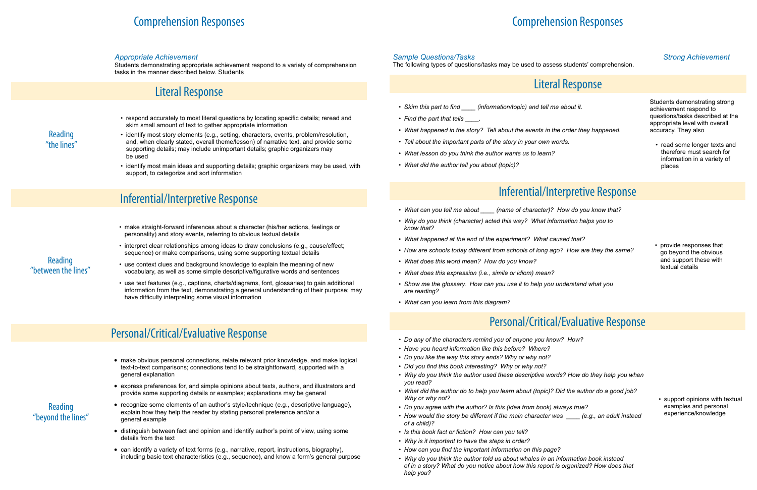# Comprehension Responses

*Appropriate Achievement*

Students demonstrating appropriate achievement respond to a variety of comprehension tasks in the manner described below. Students

## Literal Response

Reading "the lines"

- respond accurately to most literal questions by locating specific details; reread and skim small amount of text to gather appropriate information
- identify most story elements (e.g., setting, characters, events, problem/resolution, and, when clearly stated, overall theme/lesson) of narrative text, and provide some supporting details; may include unimportant details; graphic organizers may be used
- identify most main ideas and supporting details; graphic organizers may be used, with support, to categorize and sort information

## Inferential/Interpretive Response

Reading "between the lines"

- make straight-forward inferences about a character (his/her actions, feelings or personality) and story events, referring to obvious textual details
- interpret clear relationships among ideas to draw conclusions (e.g., cause/effect; sequence) or make comparisons, using some supporting textual details
- use context clues and background knowledge to explain the meaning of new vocabulary, as well as some simple descriptive/figurative words and sentences
- use text features (e.g., captions, charts/diagrams, font, glossaries) to gain additional information from the text, demonstrating a general understanding of their purpose; may have difficulty interpreting some visual information

## Personal/Critical/Evaluative Response

Reading "beyond the lines"

- make obvious personal connections, relate relevant prior knowledge, and make logical text-to-text comparisons; connections tend to be straightforward, supported with a general explanation
- express preferences for, and simple opinions about texts, authors, and illustrators and provide some supporting details or examples; explanations may be general
- recognize some elements of an author's style/technique (e.g., descriptive language), explain how they help the reader by stating personal preference and/or a general example
- distinguish between fact and opinion and identify author's point of view, using some details from the text
- can identify a variety of text forms (e.g., narrative, report, instructions, biography), including basic text characteristics (e.g., sequence), and know a form's general purpose

# Comprehension Responses

*Sample Questions/Tasks*

The following types of questions/tasks may be used to assess students' comprehension.

*Strong Achievement*

Students demonstrating strong achievement respond to questions/tasks described at the appropriate level with overall accuracy. They also

## Literal Response

- *Skim this part to find ____ (information/topic) and tell me about it.*
- *Find the part that tells ____.*
- *What happened in the story? Tell about the events in the order they happened.*
- *Tell about the important parts of the story in your own words.*
- *What lesson do you think the author wants us to learn?*
- *What did the author tell you about (topic)?*

Strong Achievement:

- read some longer texts and therefore must search for information in a variety of places

## Inferential/Interpretive Response

- *What can you tell me about ____ (name of character)? How do you know that?*
- *Why do you think (character) acted this way? What information helps you to know that?*
- *What happened at the end of the experiment? What caused that?*
- *How are schools today different from schools of long ago? How are they the same?*
- *What does this word mean? How do you know?*
- *What does this expression (i.e., simile or idiom) mean?*
- *Show me the glossary. How can you use it to help you understand what you are reading?*
- *What can you learn from this diagram?*

Strong Achievement:

- provide responses that go beyond the obvious and support these with textual details

## Personal/Critical/Evaluative Response

- *Do any of the characters remind you of anyone you know? How?*
- *Have you heard information like this before? Where?*
- *Do you like the way this story ends? Why or why not?*
- *Did you find this book interesting? Why or why not?*
- *Why do you think the author used these descriptive words? How do they help you when you read?*
- *What did the author do to help you learn about (topic)? Did the author do a good job? Why or why not?*
- *Do you agree with the author? Is this (idea from book) always true?*
- *How would the story be different if the main character was ____ (e.g., an adult instead of a child)?*
- *Is this book fact or fiction? How can you tell?*
- *Why is it important to have the steps in order?*
- *How can you find the important information on this page?*
- *Why do you think the author told us about whales in an information book instead of in a story? What do you notice about how this report is organized? How does that help you?*

Strong Achievement:

- support opinions with textual examples and personal experience/knowledge